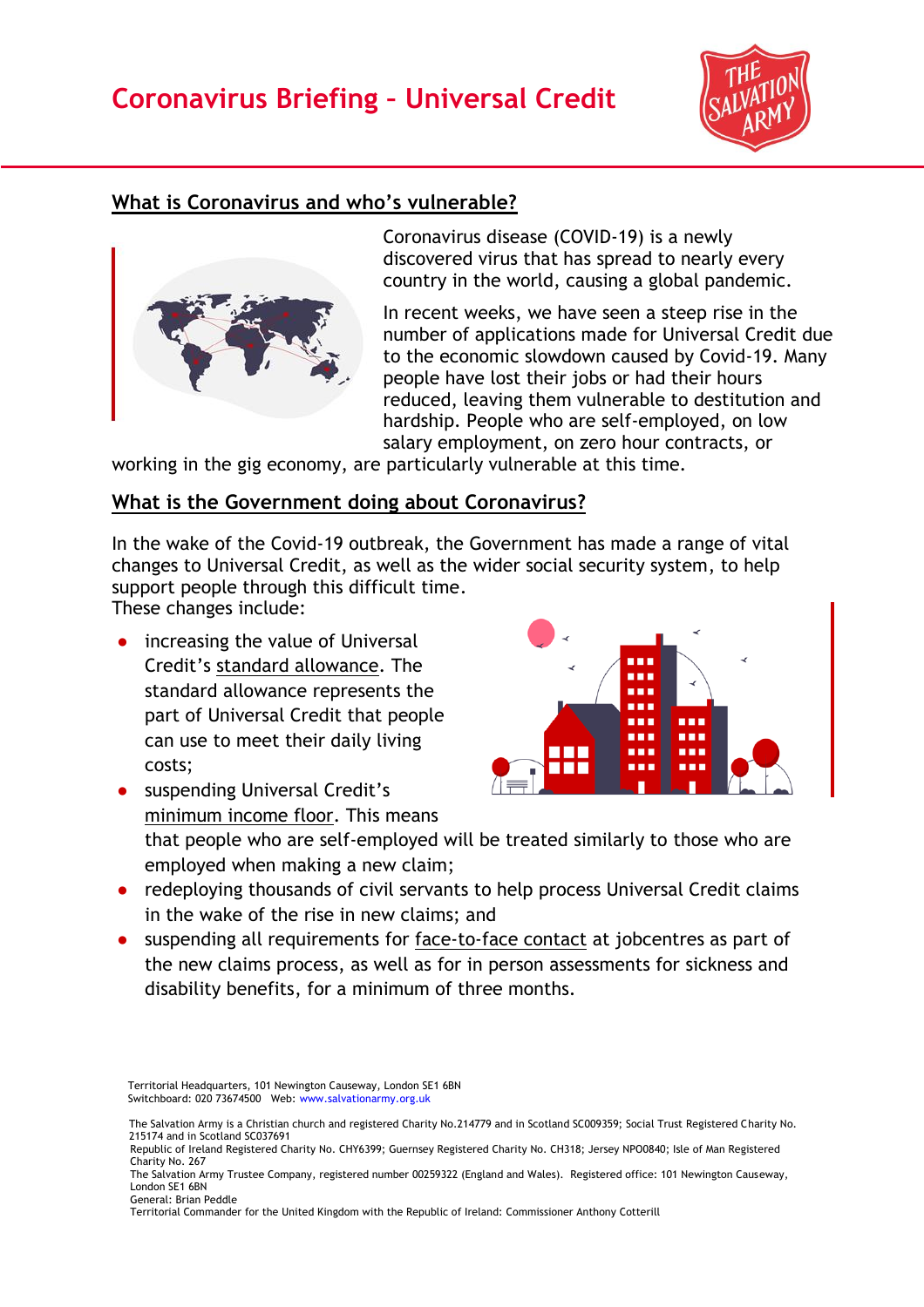# Coronavirus Briefing – Universal Credit

## What is Coronavirus and who's vulnerable?

Coronavirus disease (COVID-19) is a newly discovered virus that has spread to nearly every country in the world, causing a global pandemic.

In recent weeks, we have seen a steep rise in the number of applications made for Universal Credit due to the economic slowdown caused by Covid-19. Many people have lost their jobs or had their hours reduced, leaving them vulnerable to destitution and hardship. People who are self-employed, on low salary employment, on zero hour contracts, or working in the gig economy, are particularly vulnerable at this time.

## What is the Government doing about Coronavirus?

In the wake of the Covid-19 outbreak, the Government has made a range of vital changes to Universal Credit, as well as the wider social security system, to help support people through this difficult time.
These changes include:

- increasing the value of Universal Credit's standard allowance. The standard allowance represents the part of Universal Credit that people can use to meet their daily living costs;
- suspending Universal Credit's minimum income floor. This means that people who are self-employed will be treated similarly to those who are employed when making a new claim;
- redeploying thousands of civil servants to help process Universal Credit claims in the wake of the rise in new claims; and
- suspending all requirements for face-to-face contact at jobcentres as part of the new claims process, as well as for in person assessments for sickness and disability benefits, for a minimum of three months.

Territorial Headquarters, 101 Newington Causeway, London SE1 6BN
Switchboard: 020 73674500 Web: www.salvationarmy.org.uk

The Salvation Army is a Christian church and registered Charity No.214779 and in Scotland SC009359; Social Trust Registered Charity No. 215174 and in Scotland SC037691
Republic of Ireland Registered Charity No. CHY6399; Guernsey Registered Charity No. CH318; Jersey NPO0840; Isle of Man Registered Charity No. 267
The Salvation Army Trustee Company, registered number 00259322 (England and Wales). Registered office: 101 Newington Causeway, London SE1 6BN
General: Brian Peddle
Territorial Commander for the United Kingdom with the Republic of Ireland: Commissioner Anthony Cotterill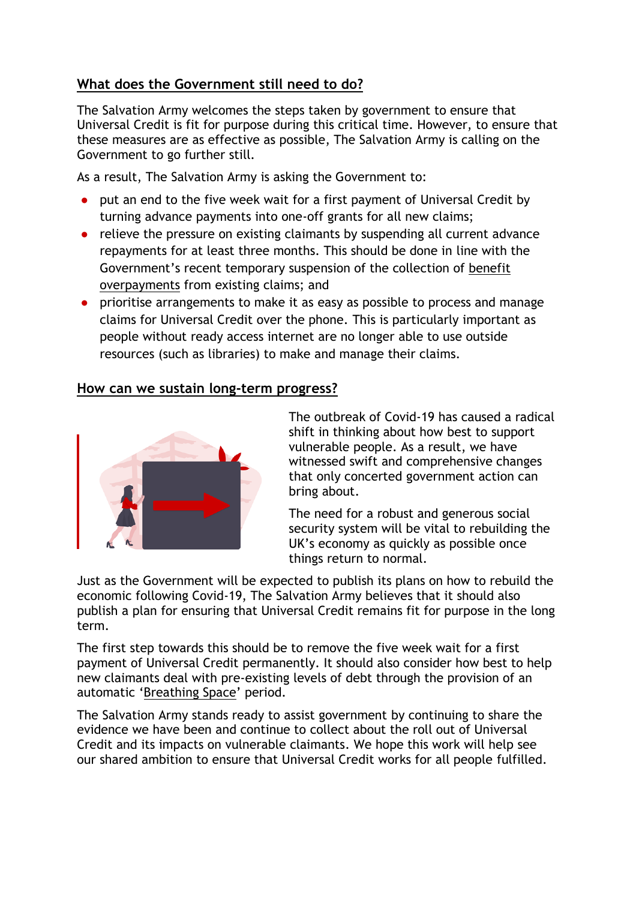## What does the Government still need to do?

The Salvation Army welcomes the steps taken by government to ensure that Universal Credit is fit for purpose during this critical time. However, to ensure that these measures are as effective as possible, The Salvation Army is calling on the Government to go further still.

As a result, The Salvation Army is asking the Government to:

- put an end to the five week wait for a first payment of Universal Credit by turning advance payments into one-off grants for all new claims;
- relieve the pressure on existing claimants by suspending all current advance repayments for at least three months. This should be done in line with the Government's recent temporary suspension of the collection of benefit overpayments from existing claims; and
- prioritise arrangements to make it as easy as possible to process and manage claims for Universal Credit over the phone. This is particularly important as people without ready access internet are no longer able to use outside resources (such as libraries) to make and manage their claims.

## How can we sustain long-term progress?

The outbreak of Covid-19 has caused a radical shift in thinking about how best to support vulnerable people. As a result, we have witnessed swift and comprehensive changes that only concerted government action can bring about.

The need for a robust and generous social security system will be vital to rebuilding the UK's economy as quickly as possible once things return to normal.

Just as the Government will be expected to publish its plans on how to rebuild the economic following Covid-19, The Salvation Army believes that it should also publish a plan for ensuring that Universal Credit remains fit for purpose in the long term.

The first step towards this should be to remove the five week wait for a first payment of Universal Credit permanently. It should also consider how best to help new claimants deal with pre-existing levels of debt through the provision of an automatic 'Breathing Space' period.

The Salvation Army stands ready to assist government by continuing to share the evidence we have been and continue to collect about the roll out of Universal Credit and its impacts on vulnerable claimants. We hope this work will help see our shared ambition to ensure that Universal Credit works for all people fulfilled.